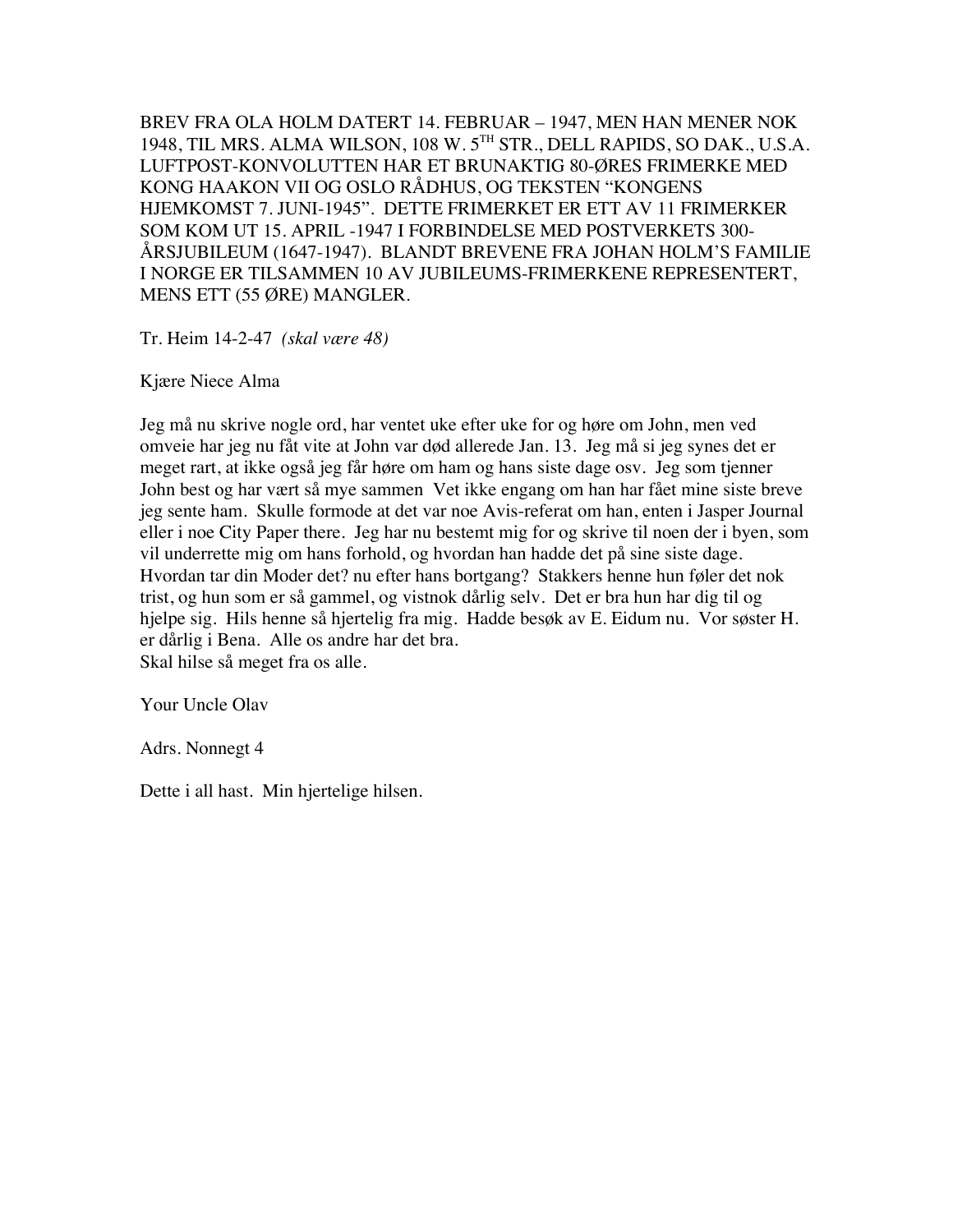BREV FRA OLA HOLM DATERT 14. FEBRUAR – 1947, MEN HAN MENER NOK 1948, TIL MRS. ALMA WILSON, 108 W. 5TH STR., DELL RAPIDS, SO DAK., U.S.A. LUFTPOST-KONVOLUTTEN HAR ET BRUNAKTIG 80-ØRES FRIMERKE MED KONG HAAKON VII OG OSLO RÅDHUS, OG TEKSTEN "KONGENS HJEMKOMST 7. JUNI-1945". DETTE FRIMERKET ER ETT AV 11 FRIMERKER SOM KOM UT 15. APRIL -1947 I FORBINDELSE MED POSTVERKETS 300-ÅRSJUBILEUM (1647-1947). BLANDT BREVENE FRA JOHAN HOLM'S FAMILIE I NORGE ER TILSAMMEN 10 AV JUBILEUMS-FRIMERKENE REPRESENTERT, MENS ETT (55 ØRE) MANGLER.

Tr. Heim 14-2-47 *(skal være 48)*

Kjære Niece Alma

Jeg må nu skrive nogle ord, har ventet uke efter uke for og høre om John, men ved omveie har jeg nu fåt vite at John var død allerede Jan. 13. Jeg må si jeg synes det er meget rart, at ikke også jeg får høre om ham og hans siste dage osv. Jeg som tjenner John best og har vært så mye sammen Vet ikke engang om han har fået mine siste breve jeg sente ham. Skulle formode at det var noe Avis-referat om han, enten i Jasper Journal eller i noe City Paper there. Jeg har nu bestemt mig for og skrive til noen der i byen, som vil underrette mig om hans forhold, og hvordan han hadde det på sine siste dage. Hvordan tar din Moder det? nu efter hans bortgang? Stakkers henne hun føler det nok trist, og hun som er så gammel, og vistnok dårlig selv. Det er bra hun har dig til og hjelpe sig. Hils henne så hjertelig fra mig. Hadde besøk av E. Eidum nu. Vor søster H. er dårlig i Bena. Alle os andre har det bra.
Skal hilse så meget fra os alle.

Your Uncle Olav

Adrs. Nonnegt 4

Dette i all hast. Min hjertelige hilsen.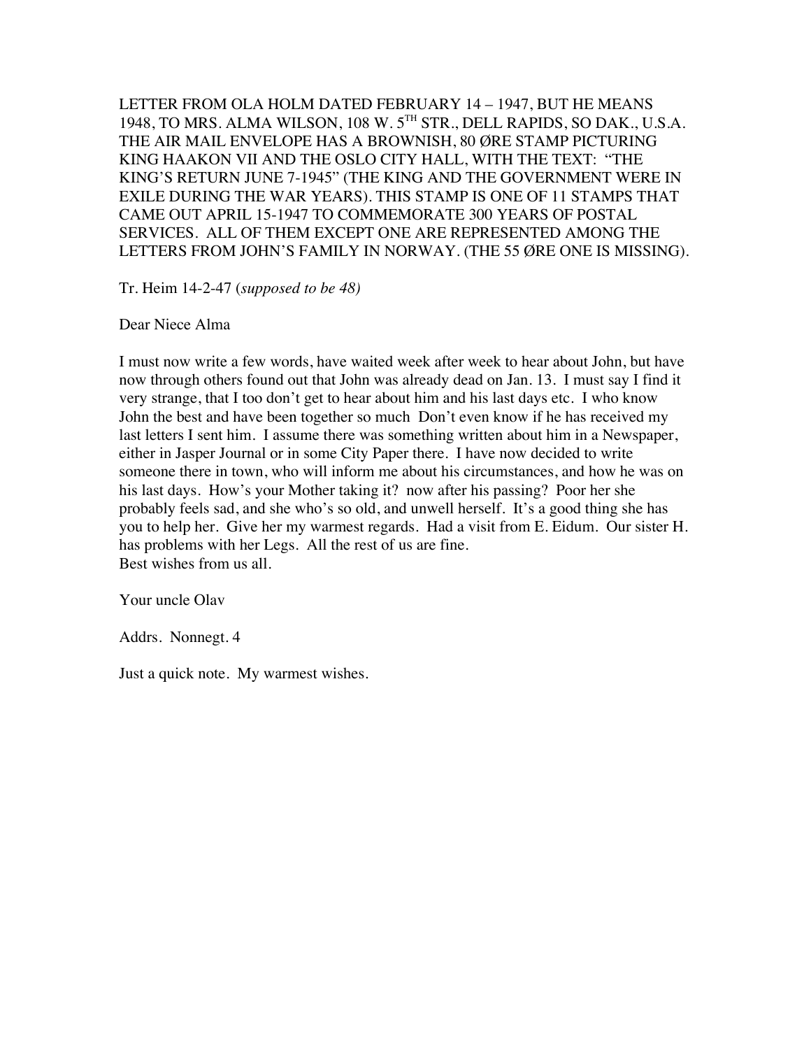LETTER FROM OLA HOLM DATED FEBRUARY 14 – 1947, BUT HE MEANS 1948, TO MRS. ALMA WILSON, 108 W. 5TH STR., DELL RAPIDS, SO DAK., U.S.A. THE AIR MAIL ENVELOPE HAS A BROWNISH, 80 ØRE STAMP PICTURING KING HAAKON VII AND THE OSLO CITY HALL, WITH THE TEXT: "THE KING'S RETURN JUNE 7-1945" (THE KING AND THE GOVERNMENT WERE IN EXILE DURING THE WAR YEARS). THIS STAMP IS ONE OF 11 STAMPS THAT CAME OUT APRIL 15-1947 TO COMMEMORATE 300 YEARS OF POSTAL SERVICES. ALL OF THEM EXCEPT ONE ARE REPRESENTED AMONG THE LETTERS FROM JOHN'S FAMILY IN NORWAY. (THE 55 ØRE ONE IS MISSING).

Tr. Heim 14-2-47 (*supposed to be 48)*

Dear Niece Alma

I must now write a few words, have waited week after week to hear about John, but have now through others found out that John was already dead on Jan. 13. I must say I find it very strange, that I too don't get to hear about him and his last days etc. I who know John the best and have been together so much Don't even know if he has received my last letters I sent him. I assume there was something written about him in a Newspaper, either in Jasper Journal or in some City Paper there. I have now decided to write someone there in town, who will inform me about his circumstances, and how he was on his last days. How's your Mother taking it? now after his passing? Poor her she probably feels sad, and she who's so old, and unwell herself. It's a good thing she has you to help her. Give her my warmest regards. Had a visit from E. Eidum. Our sister H. has problems with her Legs. All the rest of us are fine.
Best wishes from us all.

Your uncle Olav

Addrs. Nonnegt. 4

Just a quick note. My warmest wishes.